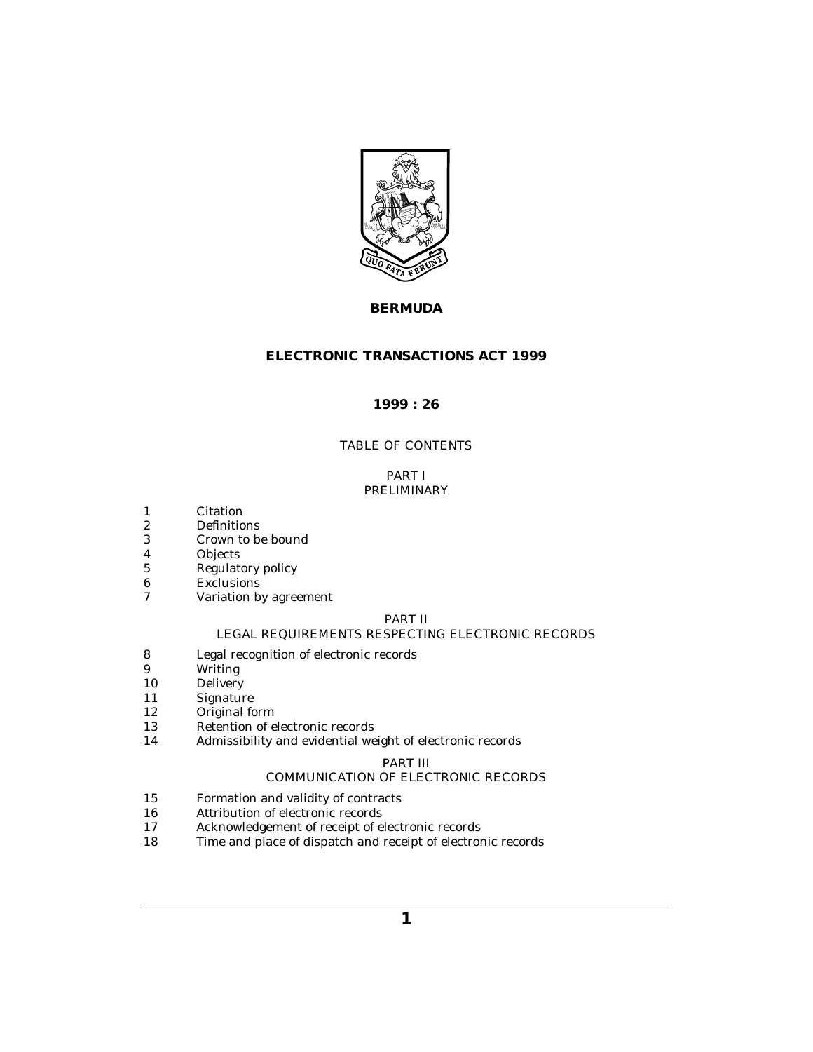# BERMUDA

# ELECTRONIC TRANSACTIONS ACT 1999

## 1999 : 26

TABLE OF CONTENTS

PART I
PRELIMINARY

1 Citation
2 Definitions
3 Crown to be bound
4 Objects
5 Regulatory policy
6 Exclusions
7 Variation by agreement

PART II
LEGAL REQUIREMENTS RESPECTING ELECTRONIC RECORDS

8 Legal recognition of electronic records
9 Writing
10 Delivery
11 Signature
12 Original form
13 Retention of electronic records
14 Admissibility and evidential weight of electronic records

PART III
COMMUNICATION OF ELECTRONIC RECORDS

15 Formation and validity of contracts
16 Attribution of electronic records
17 Acknowledgement of receipt of electronic records
18 Time and place of dispatch and receipt of electronic records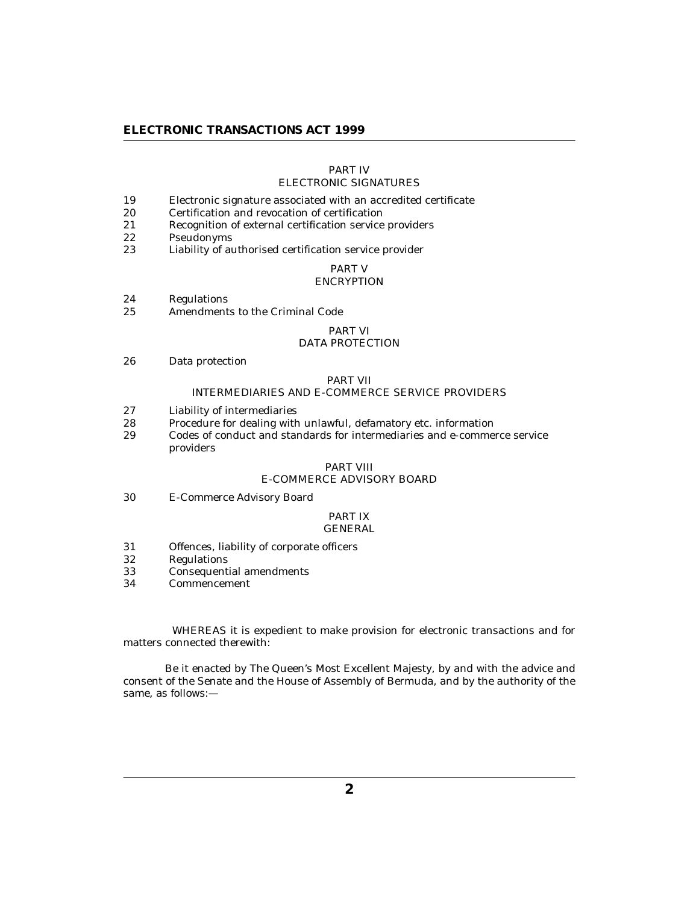PART IV
ELECTRONIC SIGNATURES

19 Electronic signature associated with an accredited certificate
20 Certification and revocation of certification
21 Recognition of external certification service providers
22 Pseudonyms
23 Liability of authorised certification service provider

PART V
ENCRYPTION

24 Regulations
25 Amendments to the Criminal Code

PART VI
DATA PROTECTION

26 Data protection

PART VII
INTERMEDIARIES AND E-COMMERCE SERVICE PROVIDERS

27 Liability of intermediaries
28 Procedure for dealing with unlawful, defamatory etc. information
29 Codes of conduct and standards for intermediaries and e-commerce service providers

PART VIII
E-COMMERCE ADVISORY BOARD

30 E-Commerce Advisory Board

PART IX
GENERAL

31 Offences, liability of corporate officers
32 Regulations
33 Consequential amendments
34 Commencement

WHEREAS it is expedient to make provision for electronic transactions and for matters connected therewith:

Be it enacted by The Queen's Most Excellent Majesty, by and with the advice and consent of the Senate and the House of Assembly of Bermuda, and by the authority of the same, as follows:—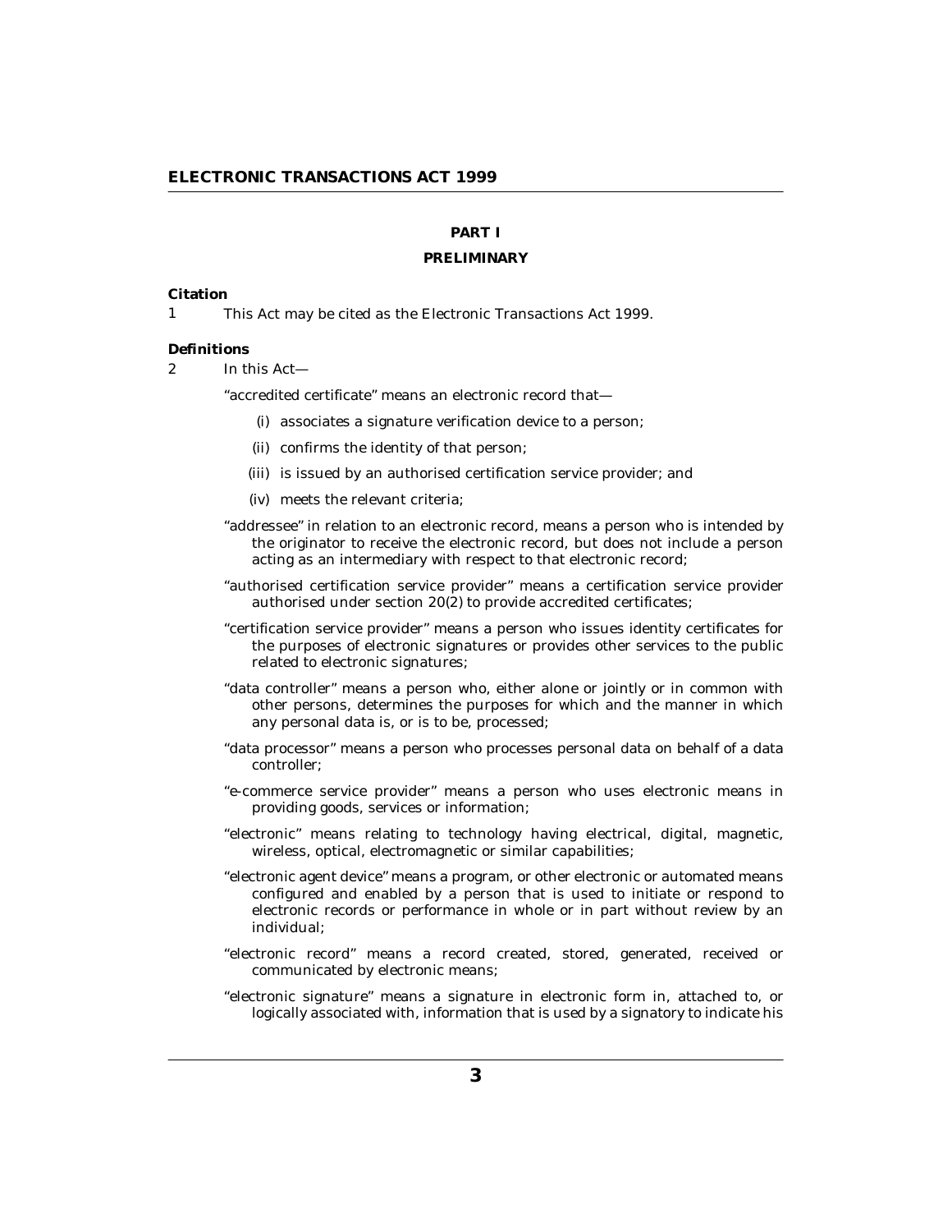## PART I

## PRELIMINARY

**Citation**

1 This Act may be cited as the Electronic Transactions Act 1999.

**Definitions**

2 In this Act—

"accredited certificate" means an electronic record that—

(i) associates a signature verification device to a person;

(ii) confirms the identity of that person;

(iii) is issued by an authorised certification service provider; and

(iv) meets the relevant criteria;

"addressee" in relation to an electronic record, means a person who is intended by the originator to receive the electronic record, but does not include a person acting as an intermediary with respect to that electronic record;

"authorised certification service provider" means a certification service provider authorised under section 20(2) to provide accredited certificates;

"certification service provider" means a person who issues identity certificates for the purposes of electronic signatures or provides other services to the public related to electronic signatures;

"data controller" means a person who, either alone or jointly or in common with other persons, determines the purposes for which and the manner in which any personal data is, or is to be, processed;

"data processor" means a person who processes personal data on behalf of a data controller;

"e-commerce service provider" means a person who uses electronic means in providing goods, services or information;

"electronic" means relating to technology having electrical, digital, magnetic, wireless, optical, electromagnetic or similar capabilities;

"electronic agent device" means a program, or other electronic or automated means configured and enabled by a person that is used to initiate or respond to electronic records or performance in whole or in part without review by an individual;

"electronic record" means a record created, stored, generated, received or communicated by electronic means;

"electronic signature" means a signature in electronic form in, attached to, or logically associated with, information that is used by a signatory to indicate his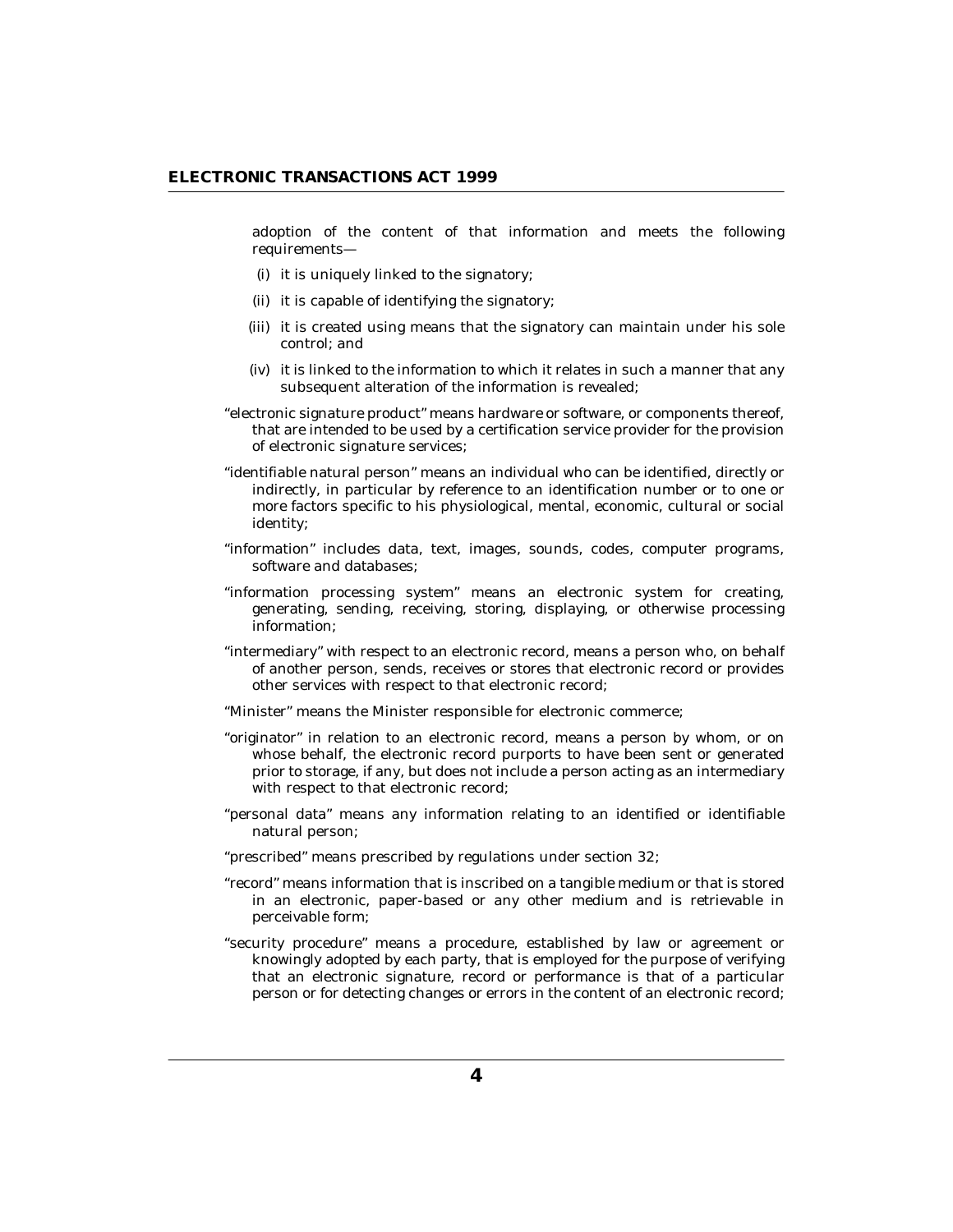adoption of the content of that information and meets the following requirements—

(i) it is uniquely linked to the signatory;

(ii) it is capable of identifying the signatory;

(iii) it is created using means that the signatory can maintain under his sole control; and

(iv) it is linked to the information to which it relates in such a manner that any subsequent alteration of the information is revealed;

"electronic signature product" means hardware or software, or components thereof, that are intended to be used by a certification service provider for the provision of electronic signature services;

"identifiable natural person" means an individual who can be identified, directly or indirectly, in particular by reference to an identification number or to one or more factors specific to his physiological, mental, economic, cultural or social identity;

"information" includes data, text, images, sounds, codes, computer programs, software and databases;

"information processing system" means an electronic system for creating, generating, sending, receiving, storing, displaying, or otherwise processing information;

"intermediary" with respect to an electronic record, means a person who, on behalf of another person, sends, receives or stores that electronic record or provides other services with respect to that electronic record;

"Minister" means the Minister responsible for electronic commerce;

"originator" in relation to an electronic record, means a person by whom, or on whose behalf, the electronic record purports to have been sent or generated prior to storage, if any, but does not include a person acting as an intermediary with respect to that electronic record;

"personal data" means any information relating to an identified or identifiable natural person;

"prescribed" means prescribed by regulations under section 32;

"record" means information that is inscribed on a tangible medium or that is stored in an electronic, paper-based or any other medium and is retrievable in perceivable form;

"security procedure" means a procedure, established by law or agreement or knowingly adopted by each party, that is employed for the purpose of verifying that an electronic signature, record or performance is that of a particular person or for detecting changes or errors in the content of an electronic record;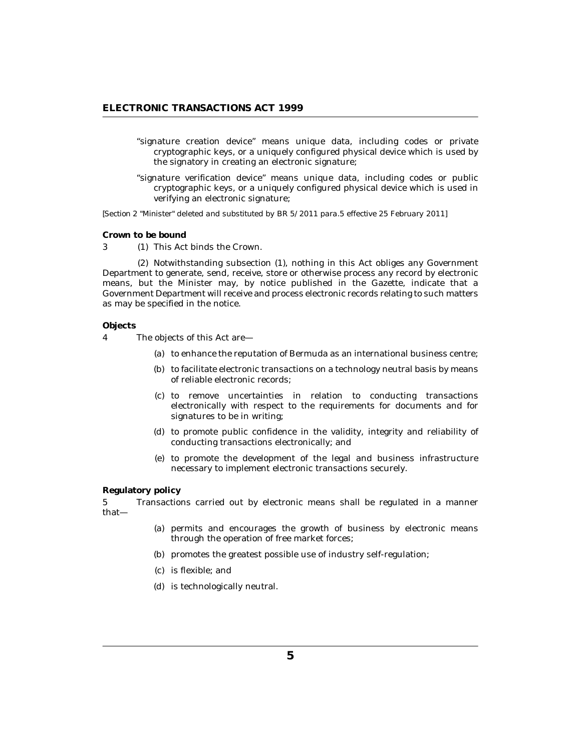"signature creation device" means unique data, including codes or private cryptographic keys, or a uniquely configured physical device which is used by the signatory in creating an electronic signature;

"signature verification device" means unique data, including codes or public cryptographic keys, or a uniquely configured physical device which is used in verifying an electronic signature;

*[Section 2 "Minister" deleted and substituted by BR 5/2011 para.5 effective 25 February 2011]*

**Crown to be bound**

3 (1) This Act binds the Crown.

(2) Notwithstanding subsection (1), nothing in this Act obliges any Government Department to generate, send, receive, store or otherwise process any record by electronic means, but the Minister may, by notice published in the Gazette, indicate that a Government Department will receive and process electronic records relating to such matters as may be specified in the notice.

**Objects**

4 The objects of this Act are—

(a) to enhance the reputation of Bermuda as an international business centre;

(b) to facilitate electronic transactions on a technology neutral basis by means of reliable electronic records;

(c) to remove uncertainties in relation to conducting transactions electronically with respect to the requirements for documents and for signatures to be in writing;

(d) to promote public confidence in the validity, integrity and reliability of conducting transactions electronically; and

(e) to promote the development of the legal and business infrastructure necessary to implement electronic transactions securely.

**Regulatory policy**

5 Transactions carried out by electronic means shall be regulated in a manner that—

(a) permits and encourages the growth of business by electronic means through the operation of free market forces;

(b) promotes the greatest possible use of industry self-regulation;

(c) is flexible; and

(d) is technologically neutral.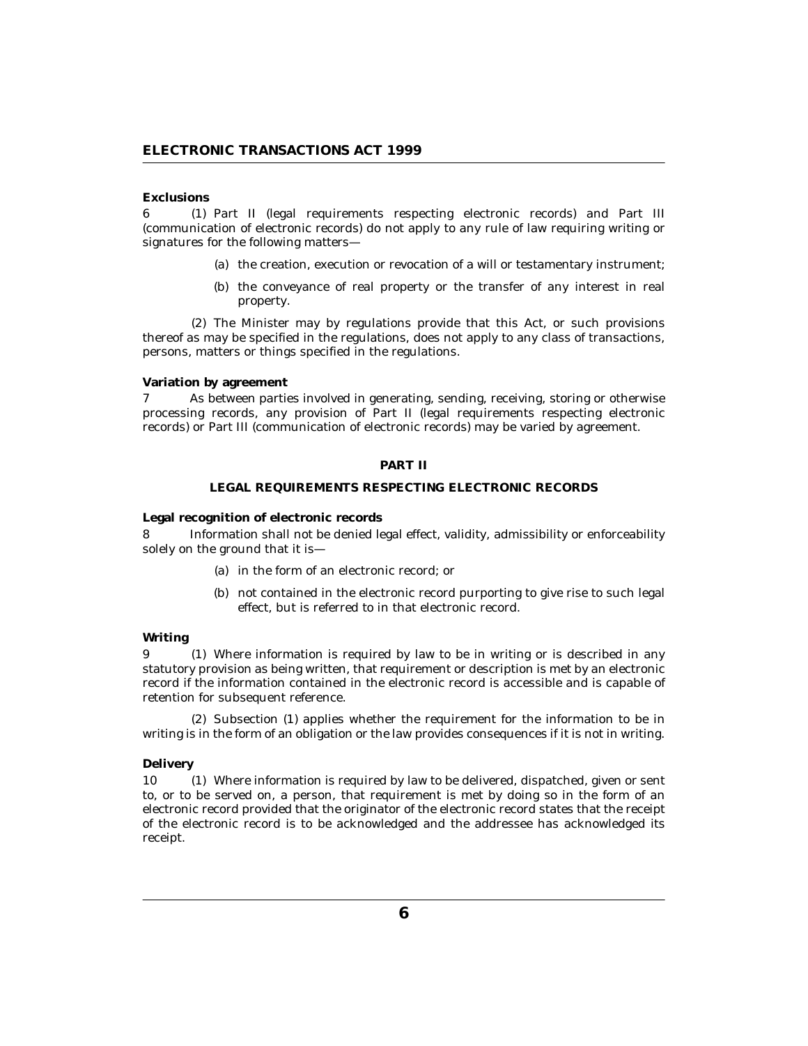**Exclusions**

6 (1) Part II (legal requirements respecting electronic records) and Part III (communication of electronic records) do not apply to any rule of law requiring writing or signatures for the following matters—

(a) the creation, execution or revocation of a will or testamentary instrument;

(b) the conveyance of real property or the transfer of any interest in real property.

(2) The Minister may by regulations provide that this Act, or such provisions thereof as may be specified in the regulations, does not apply to any class of transactions, persons, matters or things specified in the regulations.

**Variation by agreement**

7 As between parties involved in generating, sending, receiving, storing or otherwise processing records, any provision of Part II (legal requirements respecting electronic records) or Part III (communication of electronic records) may be varied by agreement.

## PART II

## LEGAL REQUIREMENTS RESPECTING ELECTRONIC RECORDS

**Legal recognition of electronic records**

8 Information shall not be denied legal effect, validity, admissibility or enforceability solely on the ground that it is—

(a) in the form of an electronic record; or

(b) not contained in the electronic record purporting to give rise to such legal effect, but is referred to in that electronic record.

**Writing**

9 (1) Where information is required by law to be in writing or is described in any statutory provision as being written, that requirement or description is met by an electronic record if the information contained in the electronic record is accessible and is capable of retention for subsequent reference.

(2) Subsection (1) applies whether the requirement for the information to be in writing is in the form of an obligation or the law provides consequences if it is not in writing.

**Delivery**

10 (1) Where information is required by law to be delivered, dispatched, given or sent to, or to be served on, a person, that requirement is met by doing so in the form of an electronic record provided that the originator of the electronic record states that the receipt of the electronic record is to be acknowledged and the addressee has acknowledged its receipt.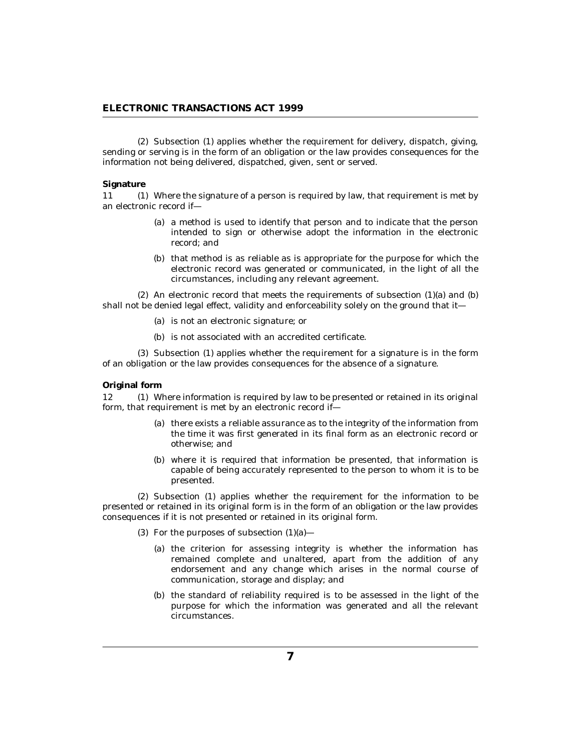(2) Subsection (1) applies whether the requirement for delivery, dispatch, giving, sending or serving is in the form of an obligation or the law provides consequences for the information not being delivered, dispatched, given, sent or served.

**Signature**

11 (1) Where the signature of a person is required by law, that requirement is met by an electronic record if—

(a) a method is used to identify that person and to indicate that the person intended to sign or otherwise adopt the information in the electronic record; and

(b) that method is as reliable as is appropriate for the purpose for which the electronic record was generated or communicated, in the light of all the circumstances, including any relevant agreement.

(2) An electronic record that meets the requirements of subsection (1)(a) and (b) shall not be denied legal effect, validity and enforceability solely on the ground that it—

(a) is not an electronic signature; or

(b) is not associated with an accredited certificate.

(3) Subsection (1) applies whether the requirement for a signature is in the form of an obligation or the law provides consequences for the absence of a signature.

**Original form**

12 (1) Where information is required by law to be presented or retained in its original form, that requirement is met by an electronic record if—

(a) there exists a reliable assurance as to the integrity of the information from the time it was first generated in its final form as an electronic record or otherwise; and

(b) where it is required that information be presented, that information is capable of being accurately represented to the person to whom it is to be presented.

(2) Subsection (1) applies whether the requirement for the information to be presented or retained in its original form is in the form of an obligation or the law provides consequences if it is not presented or retained in its original form.

(3) For the purposes of subsection (1)(a)—

(a) the criterion for assessing integrity is whether the information has remained complete and unaltered, apart from the addition of any endorsement and any change which arises in the normal course of communication, storage and display; and

(b) the standard of reliability required is to be assessed in the light of the purpose for which the information was generated and all the relevant circumstances.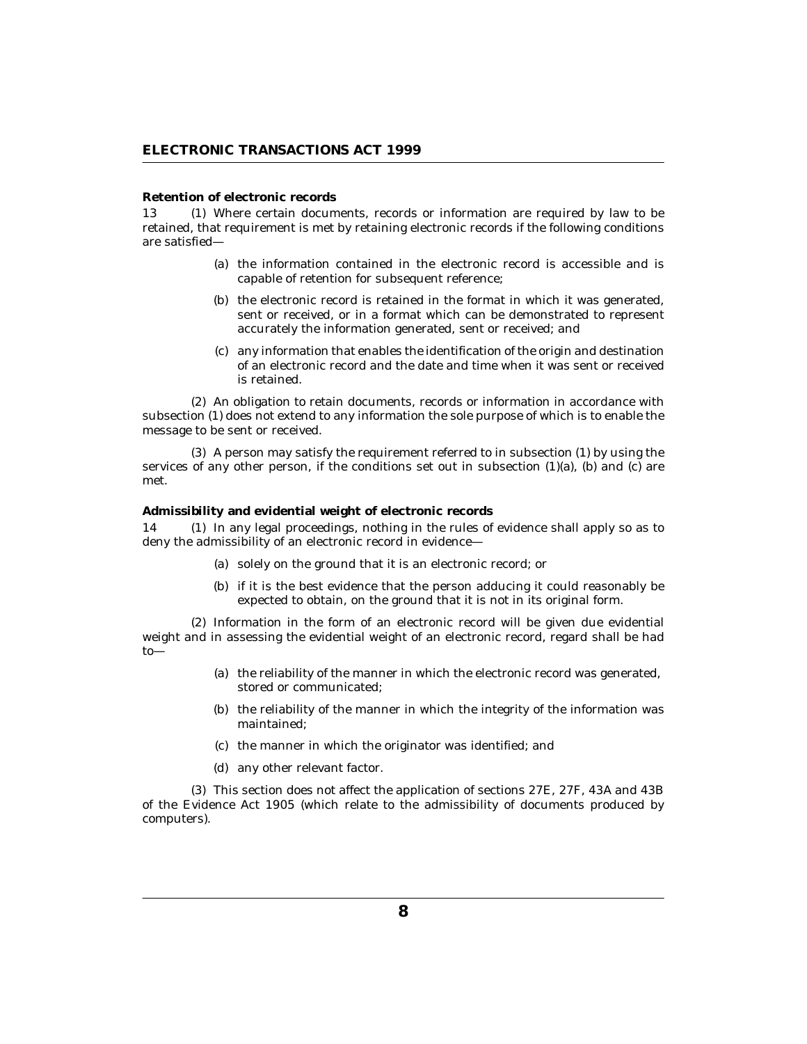**Retention of electronic records**

13 (1) Where certain documents, records or information are required by law to be retained, that requirement is met by retaining electronic records if the following conditions are satisfied—

(a) the information contained in the electronic record is accessible and is capable of retention for subsequent reference;

(b) the electronic record is retained in the format in which it was generated, sent or received, or in a format which can be demonstrated to represent accurately the information generated, sent or received; and

(c) any information that enables the identification of the origin and destination of an electronic record and the date and time when it was sent or received is retained.

(2) An obligation to retain documents, records or information in accordance with subsection (1) does not extend to any information the sole purpose of which is to enable the message to be sent or received.

(3) A person may satisfy the requirement referred to in subsection (1) by using the services of any other person, if the conditions set out in subsection (1)(a), (b) and (c) are met.

**Admissibility and evidential weight of electronic records**

14 (1) In any legal proceedings, nothing in the rules of evidence shall apply so as to deny the admissibility of an electronic record in evidence—

(a) solely on the ground that it is an electronic record; or

(b) if it is the best evidence that the person adducing it could reasonably be expected to obtain, on the ground that it is not in its original form.

(2) Information in the form of an electronic record will be given due evidential weight and in assessing the evidential weight of an electronic record, regard shall be had to—

(a) the reliability of the manner in which the electronic record was generated, stored or communicated;

(b) the reliability of the manner in which the integrity of the information was maintained;

(c) the manner in which the originator was identified; and

(d) any other relevant factor.

(3) This section does not affect the application of sections 27E, 27F, 43A and 43B of the Evidence Act 1905 (which relate to the admissibility of documents produced by computers).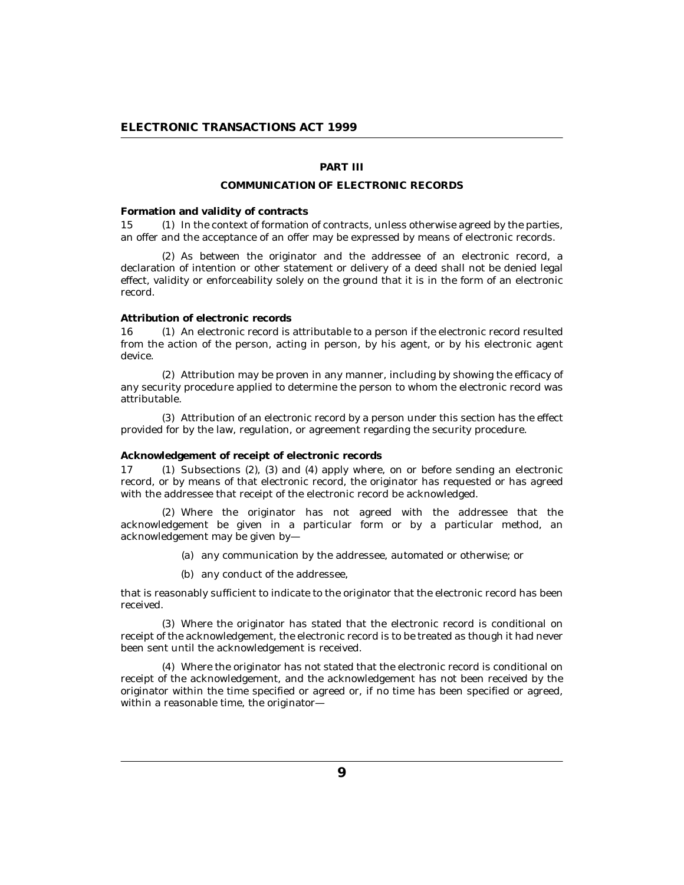## PART III

## COMMUNICATION OF ELECTRONIC RECORDS

**Formation and validity of contracts**

15 (1) In the context of formation of contracts, unless otherwise agreed by the parties, an offer and the acceptance of an offer may be expressed by means of electronic records.

(2) As between the originator and the addressee of an electronic record, a declaration of intention or other statement or delivery of a deed shall not be denied legal effect, validity or enforceability solely on the ground that it is in the form of an electronic record.

**Attribution of electronic records**

16 (1) An electronic record is attributable to a person if the electronic record resulted from the action of the person, acting in person, by his agent, or by his electronic agent device.

(2) Attribution may be proven in any manner, including by showing the efficacy of any security procedure applied to determine the person to whom the electronic record was attributable.

(3) Attribution of an electronic record by a person under this section has the effect provided for by the law, regulation, or agreement regarding the security procedure.

**Acknowledgement of receipt of electronic records**

17 (1) Subsections (2), (3) and (4) apply where, on or before sending an electronic record, or by means of that electronic record, the originator has requested or has agreed with the addressee that receipt of the electronic record be acknowledged.

(2) Where the originator has not agreed with the addressee that the acknowledgement be given in a particular form or by a particular method, an acknowledgement may be given by—

(a) any communication by the addressee, automated or otherwise; or

(b) any conduct of the addressee,

that is reasonably sufficient to indicate to the originator that the electronic record has been received.

(3) Where the originator has stated that the electronic record is conditional on receipt of the acknowledgement, the electronic record is to be treated as though it had never been sent until the acknowledgement is received.

(4) Where the originator has not stated that the electronic record is conditional on receipt of the acknowledgement, and the acknowledgement has not been received by the originator within the time specified or agreed or, if no time has been specified or agreed, within a reasonable time, the originator—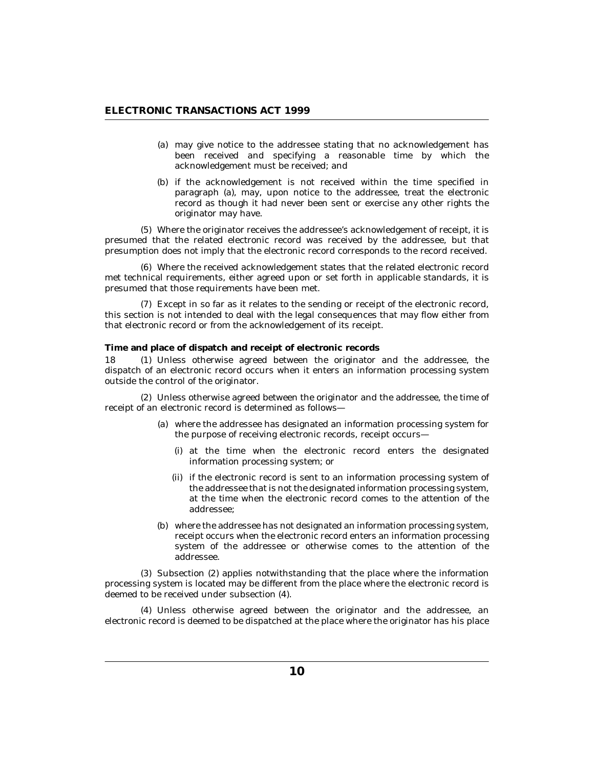(a) may give notice to the addressee stating that no acknowledgement has been received and specifying a reasonable time by which the acknowledgement must be received; and

(b) if the acknowledgement is not received within the time specified in paragraph (a), may, upon notice to the addressee, treat the electronic record as though it had never been sent or exercise any other rights the originator may have.

(5) Where the originator receives the addressee's acknowledgement of receipt, it is presumed that the related electronic record was received by the addressee, but that presumption does not imply that the electronic record corresponds to the record received.

(6) Where the received acknowledgement states that the related electronic record met technical requirements, either agreed upon or set forth in applicable standards, it is presumed that those requirements have been met.

(7) Except in so far as it relates to the sending or receipt of the electronic record, this section is not intended to deal with the legal consequences that may flow either from that electronic record or from the acknowledgement of its receipt.

**Time and place of dispatch and receipt of electronic records**

18 (1) Unless otherwise agreed between the originator and the addressee, the dispatch of an electronic record occurs when it enters an information processing system outside the control of the originator.

(2) Unless otherwise agreed between the originator and the addressee, the time of receipt of an electronic record is determined as follows—

(a) where the addressee has designated an information processing system for the purpose of receiving electronic records, receipt occurs—

(i) at the time when the electronic record enters the designated information processing system; or

(ii) if the electronic record is sent to an information processing system of the addressee that is not the designated information processing system, at the time when the electronic record comes to the attention of the addressee;

(b) where the addressee has not designated an information processing system, receipt occurs when the electronic record enters an information processing system of the addressee or otherwise comes to the attention of the addressee.

(3) Subsection (2) applies notwithstanding that the place where the information processing system is located may be different from the place where the electronic record is deemed to be received under subsection (4).

(4) Unless otherwise agreed between the originator and the addressee, an electronic record is deemed to be dispatched at the place where the originator has his place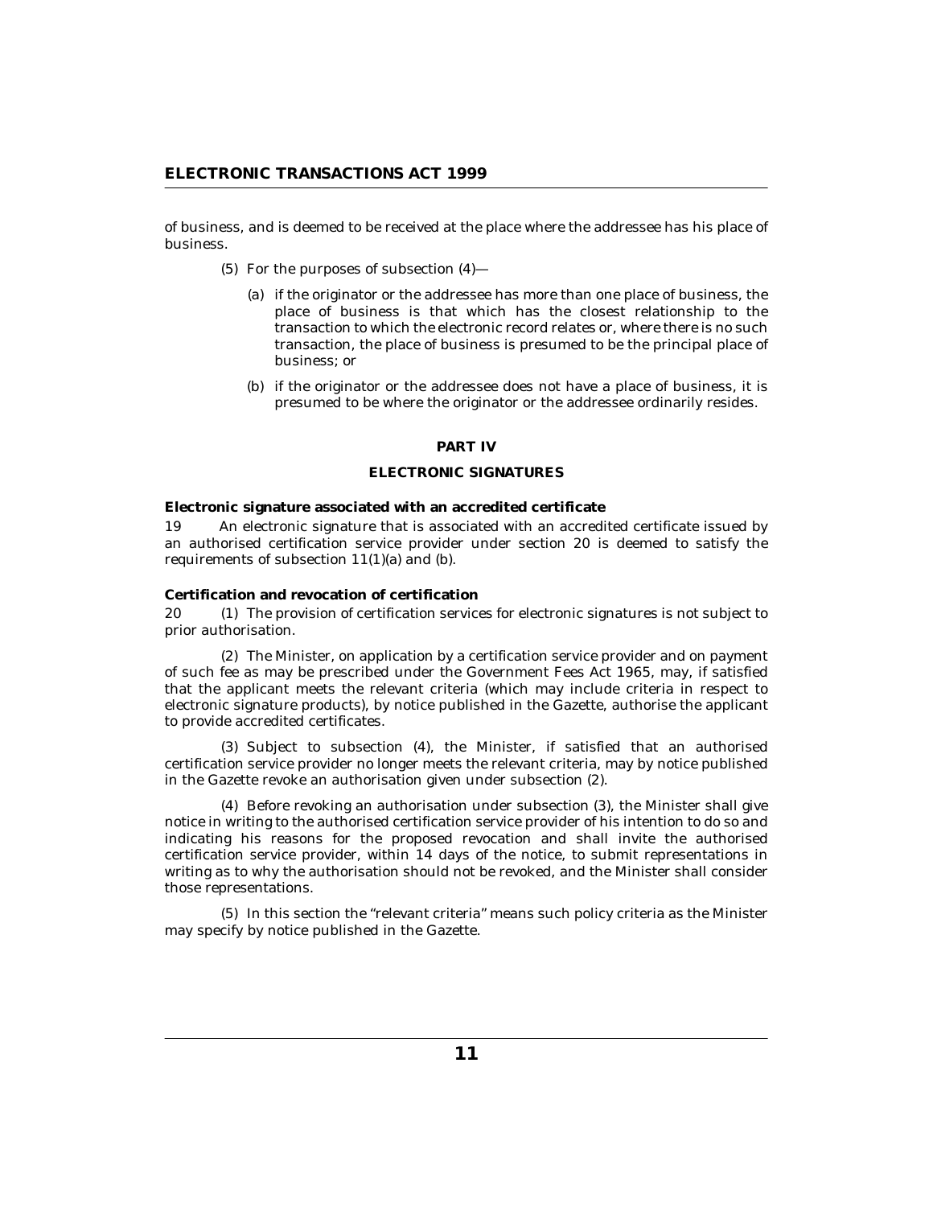of business, and is deemed to be received at the place where the addressee has his place of business.

(5) For the purposes of subsection (4)—

(a) if the originator or the addressee has more than one place of business, the place of business is that which has the closest relationship to the transaction to which the electronic record relates or, where there is no such transaction, the place of business is presumed to be the principal place of business; or

(b) if the originator or the addressee does not have a place of business, it is presumed to be where the originator or the addressee ordinarily resides.

## PART IV

## ELECTRONIC SIGNATURES

### Electronic signature associated with an accredited certificate

19 An electronic signature that is associated with an accredited certificate issued by an authorised certification service provider under section 20 is deemed to satisfy the requirements of subsection 11(1)(a) and (b).

### Certification and revocation of certification

20 (1) The provision of certification services for electronic signatures is not subject to prior authorisation.

(2) The Minister, on application by a certification service provider and on payment of such fee as may be prescribed under the Government Fees Act 1965, may, if satisfied that the applicant meets the relevant criteria (which may include criteria in respect to electronic signature products), by notice published in the Gazette, authorise the applicant to provide accredited certificates.

(3) Subject to subsection (4), the Minister, if satisfied that an authorised certification service provider no longer meets the relevant criteria, may by notice published in the Gazette revoke an authorisation given under subsection (2).

(4) Before revoking an authorisation under subsection (3), the Minister shall give notice in writing to the authorised certification service provider of his intention to do so and indicating his reasons for the proposed revocation and shall invite the authorised certification service provider, within 14 days of the notice, to submit representations in writing as to why the authorisation should not be revoked, and the Minister shall consider those representations.

(5) In this section the "relevant criteria" means such policy criteria as the Minister may specify by notice published in the Gazette.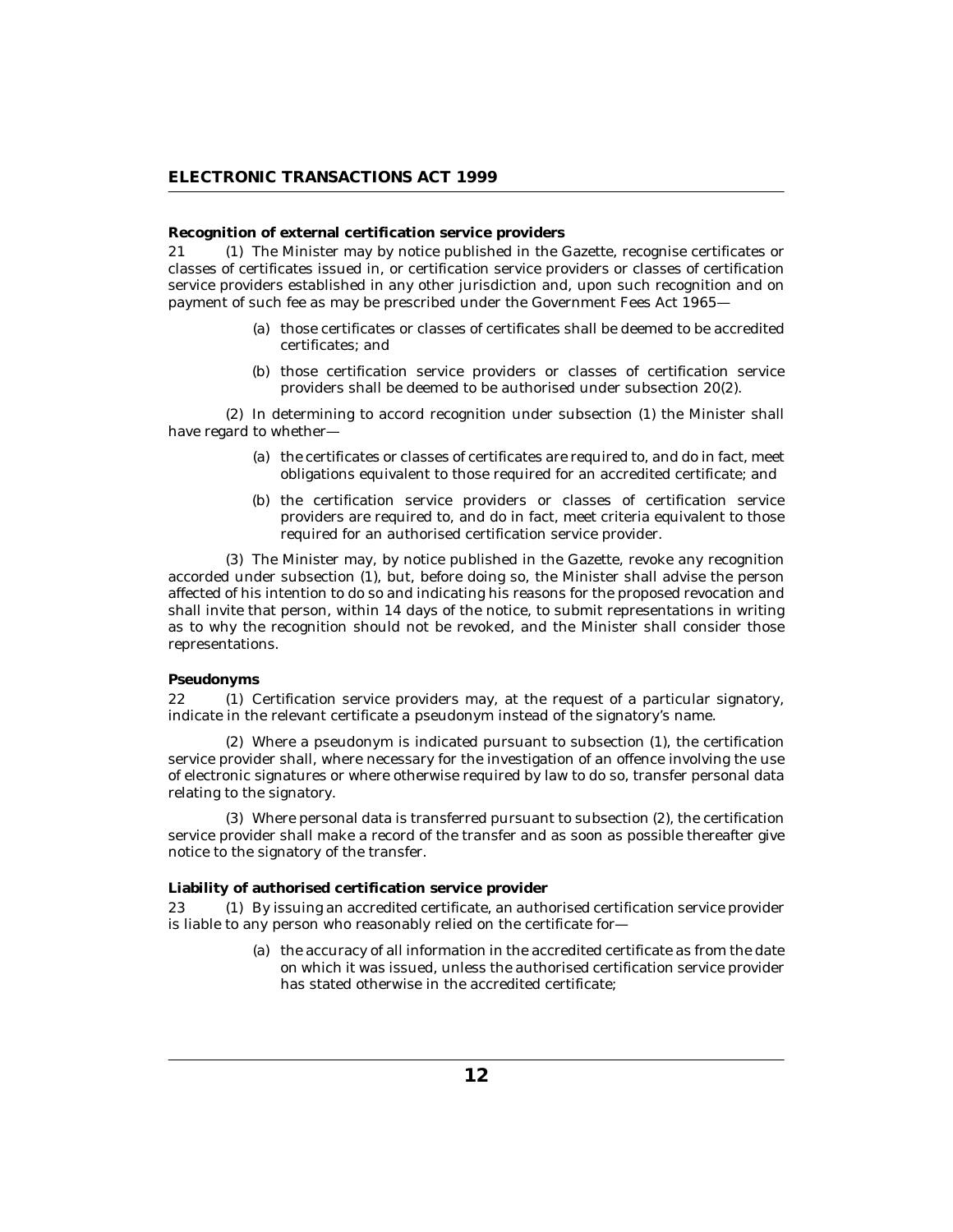**Recognition of external certification service providers**

21 (1) The Minister may by notice published in the Gazette, recognise certificates or classes of certificates issued in, or certification service providers or classes of certification service providers established in any other jurisdiction and, upon such recognition and on payment of such fee as may be prescribed under the Government Fees Act 1965—

(a) those certificates or classes of certificates shall be deemed to be accredited certificates; and

(b) those certification service providers or classes of certification service providers shall be deemed to be authorised under subsection 20(2).

(2) In determining to accord recognition under subsection (1) the Minister shall have regard to whether—

(a) the certificates or classes of certificates are required to, and do in fact, meet obligations equivalent to those required for an accredited certificate; and

(b) the certification service providers or classes of certification service providers are required to, and do in fact, meet criteria equivalent to those required for an authorised certification service provider.

(3) The Minister may, by notice published in the Gazette, revoke any recognition accorded under subsection (1), but, before doing so, the Minister shall advise the person affected of his intention to do so and indicating his reasons for the proposed revocation and shall invite that person, within 14 days of the notice, to submit representations in writing as to why the recognition should not be revoked, and the Minister shall consider those representations.

**Pseudonyms**

22 (1) Certification service providers may, at the request of a particular signatory, indicate in the relevant certificate a pseudonym instead of the signatory's name.

(2) Where a pseudonym is indicated pursuant to subsection (1), the certification service provider shall, where necessary for the investigation of an offence involving the use of electronic signatures or where otherwise required by law to do so, transfer personal data relating to the signatory.

(3) Where personal data is transferred pursuant to subsection (2), the certification service provider shall make a record of the transfer and as soon as possible thereafter give notice to the signatory of the transfer.

**Liability of authorised certification service provider**

23 (1) By issuing an accredited certificate, an authorised certification service provider is liable to any person who reasonably relied on the certificate for—

(a) the accuracy of all information in the accredited certificate as from the date on which it was issued, unless the authorised certification service provider has stated otherwise in the accredited certificate;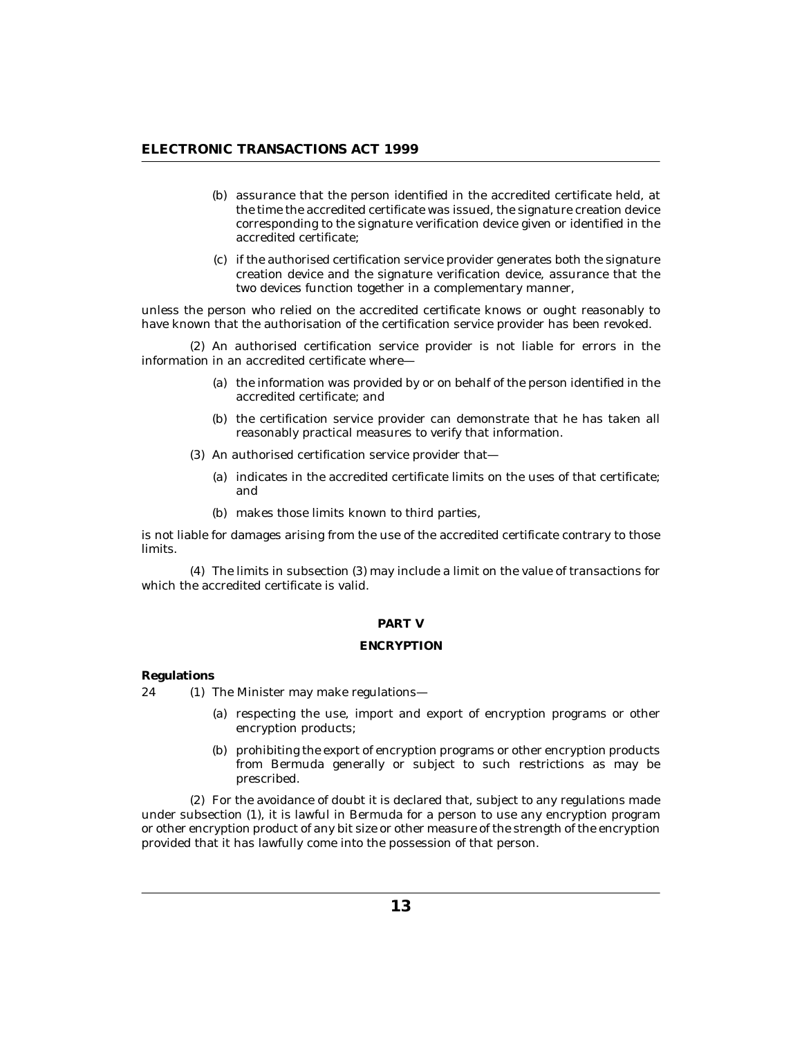(b) assurance that the person identified in the accredited certificate held, at the time the accredited certificate was issued, the signature creation device corresponding to the signature verification device given or identified in the accredited certificate;

(c) if the authorised certification service provider generates both the signature creation device and the signature verification device, assurance that the two devices function together in a complementary manner,

unless the person who relied on the accredited certificate knows or ought reasonably to have known that the authorisation of the certification service provider has been revoked.

(2) An authorised certification service provider is not liable for errors in the information in an accredited certificate where—

(a) the information was provided by or on behalf of the person identified in the accredited certificate; and

(b) the certification service provider can demonstrate that he has taken all reasonably practical measures to verify that information.

(3) An authorised certification service provider that—

(a) indicates in the accredited certificate limits on the uses of that certificate; and

(b) makes those limits known to third parties,

is not liable for damages arising from the use of the accredited certificate contrary to those limits.

(4) The limits in subsection (3) may include a limit on the value of transactions for which the accredited certificate is valid.

## PART V

## ENCRYPTION

**Regulations**

24 (1) The Minister may make regulations—

(a) respecting the use, import and export of encryption programs or other encryption products;

(b) prohibiting the export of encryption programs or other encryption products from Bermuda generally or subject to such restrictions as may be prescribed.

(2) For the avoidance of doubt it is declared that, subject to any regulations made under subsection (1), it is lawful in Bermuda for a person to use any encryption program or other encryption product of any bit size or other measure of the strength of the encryption provided that it has lawfully come into the possession of that person.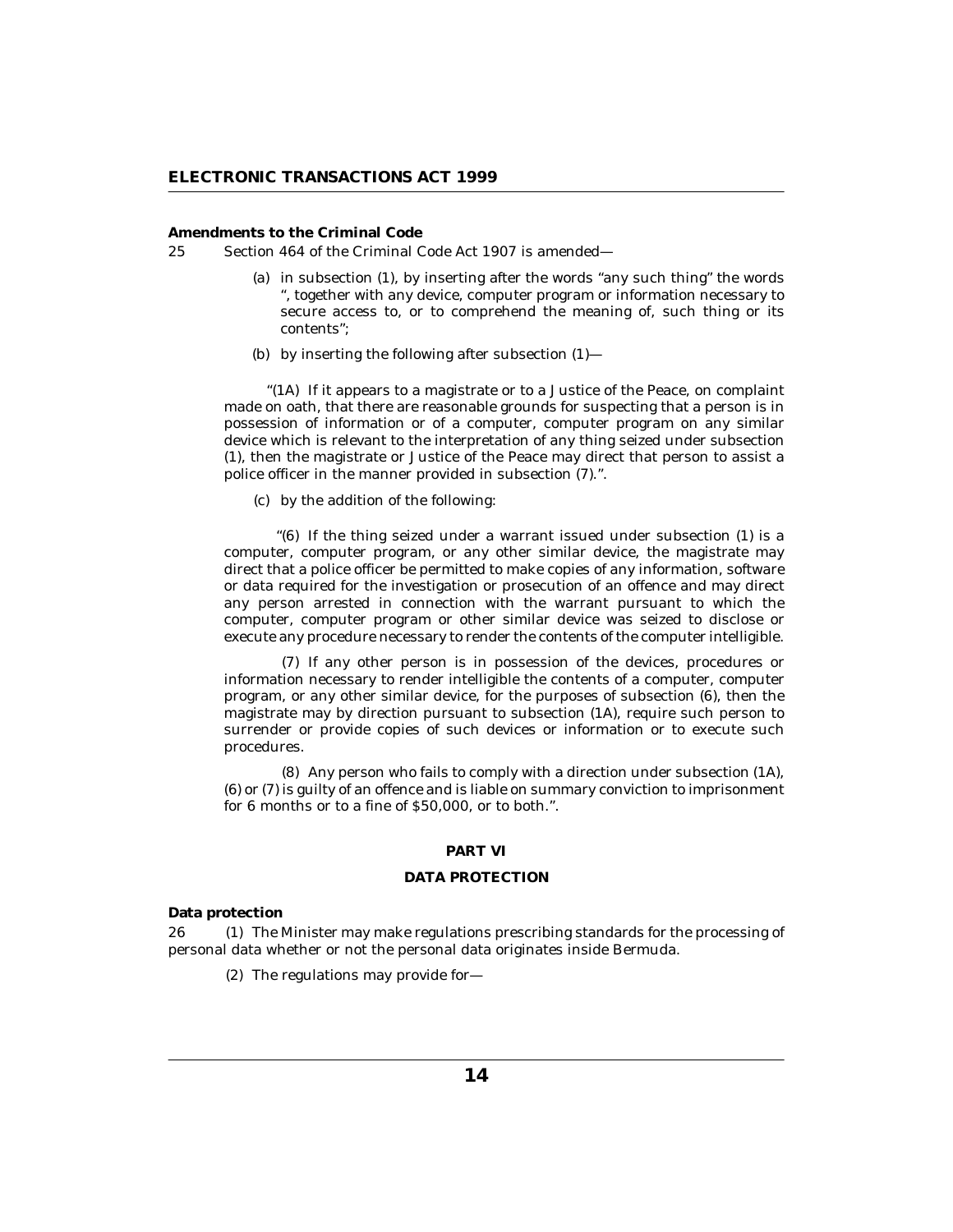**Amendments to the Criminal Code**

25 Section 464 of the Criminal Code Act 1907 is amended—

(a) in subsection (1), by inserting after the words "any such thing" the words ", together with any device, computer program or information necessary to secure access to, or to comprehend the meaning of, such thing or its contents";

(b) by inserting the following after subsection (1)—

"(1A) If it appears to a magistrate or to a Justice of the Peace, on complaint made on oath, that there are reasonable grounds for suspecting that a person is in possession of information or of a computer, computer program on any similar device which is relevant to the interpretation of any thing seized under subsection (1), then the magistrate or Justice of the Peace may direct that person to assist a police officer in the manner provided in subsection (7).".

(c) by the addition of the following:

"(6) If the thing seized under a warrant issued under subsection (1) is a computer, computer program, or any other similar device, the magistrate may direct that a police officer be permitted to make copies of any information, software or data required for the investigation or prosecution of an offence and may direct any person arrested in connection with the warrant pursuant to which the computer, computer program or other similar device was seized to disclose or execute any procedure necessary to render the contents of the computer intelligible.

(7) If any other person is in possession of the devices, procedures or information necessary to render intelligible the contents of a computer, computer program, or any other similar device, for the purposes of subsection (6), then the magistrate may by direction pursuant to subsection (1A), require such person to surrender or provide copies of such devices or information or to execute such procedures.

(8) Any person who fails to comply with a direction under subsection (1A), (6) or (7) is guilty of an offence and is liable on summary conviction to imprisonment for 6 months or to a fine of $50,000, or to both.".

## PART VI

## DATA PROTECTION

**Data protection**

26 (1) The Minister may make regulations prescribing standards for the processing of personal data whether or not the personal data originates inside Bermuda.

(2) The regulations may provide for—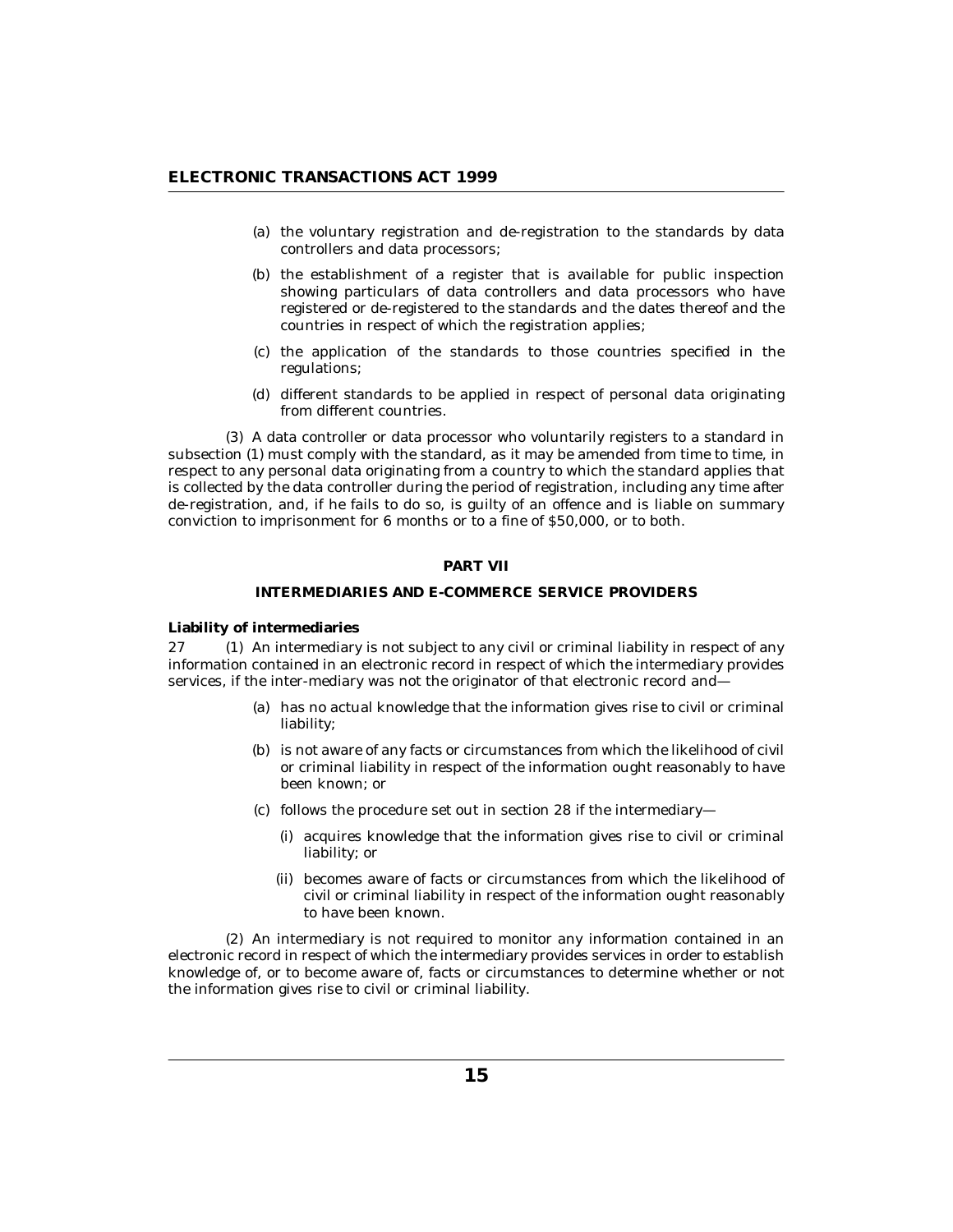(a) the voluntary registration and de-registration to the standards by data controllers and data processors;

(b) the establishment of a register that is available for public inspection showing particulars of data controllers and data processors who have registered or de-registered to the standards and the dates thereof and the countries in respect of which the registration applies;

(c) the application of the standards to those countries specified in the regulations;

(d) different standards to be applied in respect of personal data originating from different countries.

(3) A data controller or data processor who voluntarily registers to a standard in subsection (1) must comply with the standard, as it may be amended from time to time, in respect to any personal data originating from a country to which the standard applies that is collected by the data controller during the period of registration, including any time after de-registration, and, if he fails to do so, is guilty of an offence and is liable on summary conviction to imprisonment for 6 months or to a fine of $50,000, or to both.

## PART VII

## INTERMEDIARIES AND E-COMMERCE SERVICE PROVIDERS

**Liability of intermediaries**

27 (1) An intermediary is not subject to any civil or criminal liability in respect of any information contained in an electronic record in respect of which the intermediary provides services, if the inter-mediary was not the originator of that electronic record and—

(a) has no actual knowledge that the information gives rise to civil or criminal liability;

(b) is not aware of any facts or circumstances from which the likelihood of civil or criminal liability in respect of the information ought reasonably to have been known; or

(c) follows the procedure set out in section 28 if the intermediary—

(i) acquires knowledge that the information gives rise to civil or criminal liability; or

(ii) becomes aware of facts or circumstances from which the likelihood of civil or criminal liability in respect of the information ought reasonably to have been known.

(2) An intermediary is not required to monitor any information contained in an electronic record in respect of which the intermediary provides services in order to establish knowledge of, or to become aware of, facts or circumstances to determine whether or not the information gives rise to civil or criminal liability.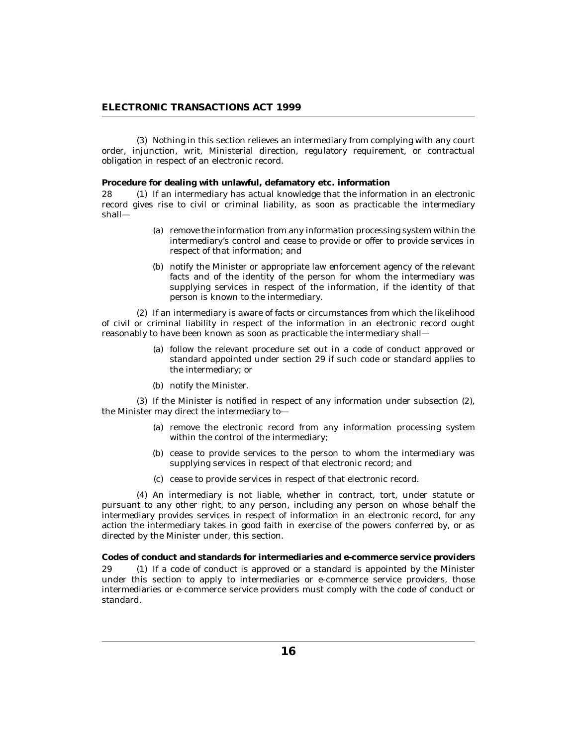(3) Nothing in this section relieves an intermediary from complying with any court order, injunction, writ, Ministerial direction, regulatory requirement, or contractual obligation in respect of an electronic record.

**Procedure for dealing with unlawful, defamatory etc. information**

28 (1) If an intermediary has actual knowledge that the information in an electronic record gives rise to civil or criminal liability, as soon as practicable the intermediary shall—

(a) remove the information from any information processing system within the intermediary's control and cease to provide or offer to provide services in respect of that information; and

(b) notify the Minister or appropriate law enforcement agency of the relevant facts and of the identity of the person for whom the intermediary was supplying services in respect of the information, if the identity of that person is known to the intermediary.

(2) If an intermediary is aware of facts or circumstances from which the likelihood of civil or criminal liability in respect of the information in an electronic record ought reasonably to have been known as soon as practicable the intermediary shall—

(a) follow the relevant procedure set out in a code of conduct approved or standard appointed under section 29 if such code or standard applies to the intermediary; or

(b) notify the Minister.

(3) If the Minister is notified in respect of any information under subsection (2), the Minister may direct the intermediary to—

(a) remove the electronic record from any information processing system within the control of the intermediary;

(b) cease to provide services to the person to whom the intermediary was supplying services in respect of that electronic record; and

(c) cease to provide services in respect of that electronic record.

(4) An intermediary is not liable, whether in contract, tort, under statute or pursuant to any other right, to any person, including any person on whose behalf the intermediary provides services in respect of information in an electronic record, for any action the intermediary takes in good faith in exercise of the powers conferred by, or as directed by the Minister under, this section.

**Codes of conduct and standards for intermediaries and e-commerce service providers**

29 (1) If a code of conduct is approved or a standard is appointed by the Minister under this section to apply to intermediaries or e-commerce service providers, those intermediaries or e-commerce service providers must comply with the code of conduct or standard.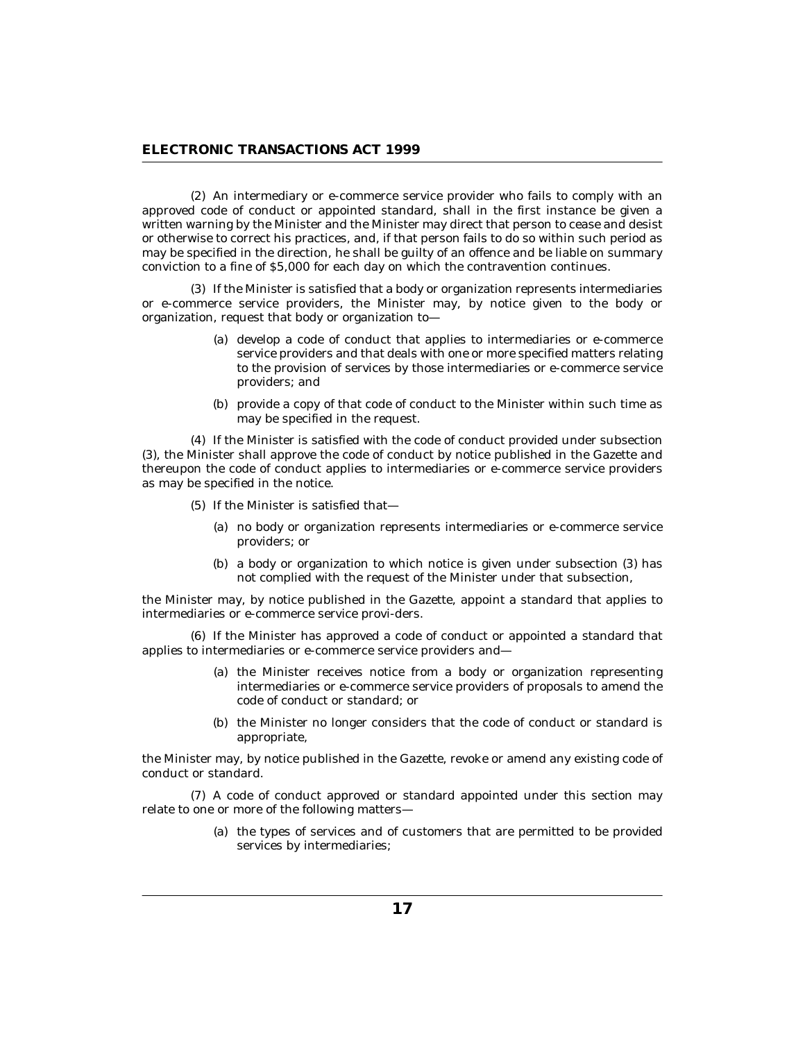(2) An intermediary or e-commerce service provider who fails to comply with an approved code of conduct or appointed standard, shall in the first instance be given a written warning by the Minister and the Minister may direct that person to cease and desist or otherwise to correct his practices, and, if that person fails to do so within such period as may be specified in the direction, he shall be guilty of an offence and be liable on summary conviction to a fine of $5,000 for each day on which the contravention continues.

(3) If the Minister is satisfied that a body or organization represents intermediaries or e-commerce service providers, the Minister may, by notice given to the body or organization, request that body or organization to—

(a) develop a code of conduct that applies to intermediaries or e-commerce service providers and that deals with one or more specified matters relating to the provision of services by those intermediaries or e-commerce service providers; and

(b) provide a copy of that code of conduct to the Minister within such time as may be specified in the request.

(4) If the Minister is satisfied with the code of conduct provided under subsection (3), the Minister shall approve the code of conduct by notice published in the Gazette and thereupon the code of conduct applies to intermediaries or e-commerce service providers as may be specified in the notice.

(5) If the Minister is satisfied that—

(a) no body or organization represents intermediaries or e-commerce service providers; or

(b) a body or organization to which notice is given under subsection (3) has not complied with the request of the Minister under that subsection,

the Minister may, by notice published in the Gazette, appoint a standard that applies to intermediaries or e-commerce service provi-ders.

(6) If the Minister has approved a code of conduct or appointed a standard that applies to intermediaries or e-commerce service providers and—

(a) the Minister receives notice from a body or organization representing intermediaries or e-commerce service providers of proposals to amend the code of conduct or standard; or

(b) the Minister no longer considers that the code of conduct or standard is appropriate,

the Minister may, by notice published in the Gazette, revoke or amend any existing code of conduct or standard.

(7) A code of conduct approved or standard appointed under this section may relate to one or more of the following matters—

(a) the types of services and of customers that are permitted to be provided services by intermediaries;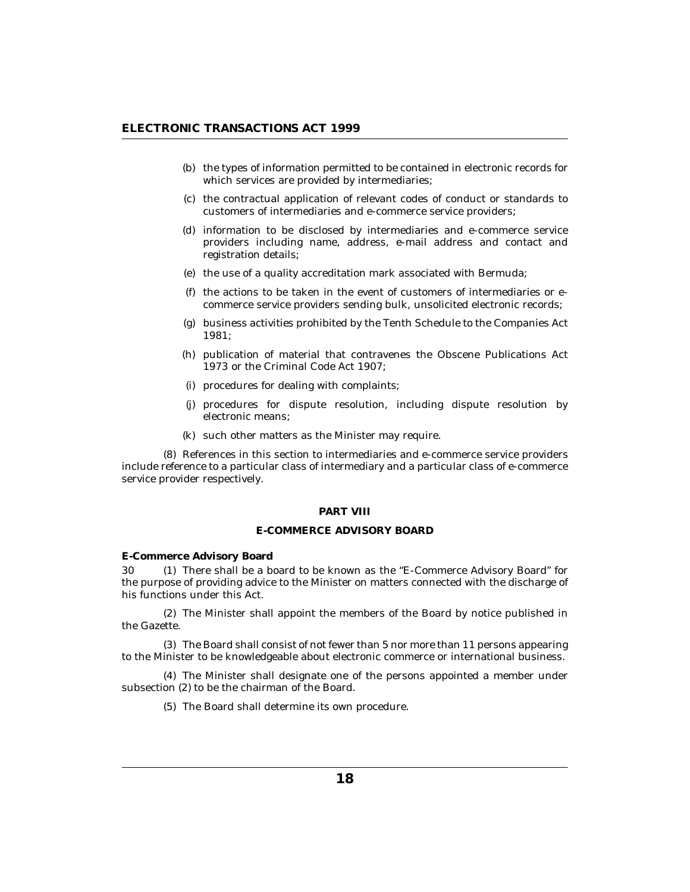(b) the types of information permitted to be contained in electronic records for which services are provided by intermediaries;

(c) the contractual application of relevant codes of conduct or standards to customers of intermediaries and e-commerce service providers;

(d) information to be disclosed by intermediaries and e-commerce service providers including name, address, e-mail address and contact and registration details;

(e) the use of a quality accreditation mark associated with Bermuda;

(f) the actions to be taken in the event of customers of intermediaries or e-commerce service providers sending bulk, unsolicited electronic records;

(g) business activities prohibited by the Tenth Schedule to the Companies Act 1981;

(h) publication of material that contravenes the Obscene Publications Act 1973 or the Criminal Code Act 1907;

(i) procedures for dealing with complaints;

(j) procedures for dispute resolution, including dispute resolution by electronic means;

(k) such other matters as the Minister may require.

(8) References in this section to intermediaries and e-commerce service providers include reference to a particular class of intermediary and a particular class of e-commerce service provider respectively.

## PART VIII

## E-COMMERCE ADVISORY BOARD

**E-Commerce Advisory Board**

30 (1) There shall be a board to be known as the "E-Commerce Advisory Board" for the purpose of providing advice to the Minister on matters connected with the discharge of his functions under this Act.

(2) The Minister shall appoint the members of the Board by notice published in the Gazette.

(3) The Board shall consist of not fewer than 5 nor more than 11 persons appearing to the Minister to be knowledgeable about electronic commerce or international business.

(4) The Minister shall designate one of the persons appointed a member under subsection (2) to be the chairman of the Board.

(5) The Board shall determine its own procedure.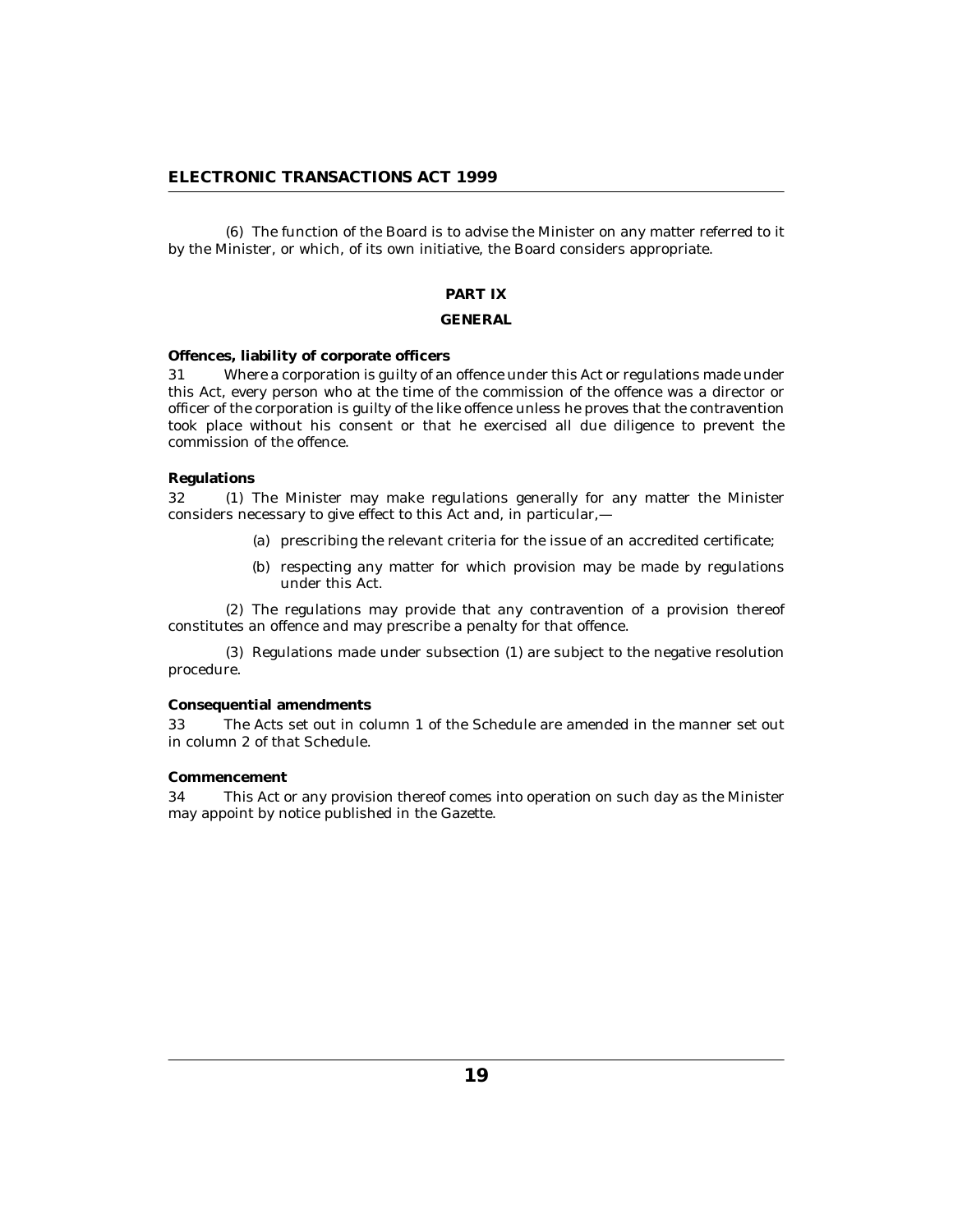(6) The function of the Board is to advise the Minister on any matter referred to it by the Minister, or which, of its own initiative, the Board considers appropriate.

## PART IX

## GENERAL

**Offences, liability of corporate officers**

31 Where a corporation is guilty of an offence under this Act or regulations made under this Act, every person who at the time of the commission of the offence was a director or officer of the corporation is guilty of the like offence unless he proves that the contravention took place without his consent or that he exercised all due diligence to prevent the commission of the offence.

**Regulations**

32 (1) The Minister may make regulations generally for any matter the Minister considers necessary to give effect to this Act and, in particular,—

(a) prescribing the relevant criteria for the issue of an accredited certificate;

(b) respecting any matter for which provision may be made by regulations under this Act.

(2) The regulations may provide that any contravention of a provision thereof constitutes an offence and may prescribe a penalty for that offence.

(3) Regulations made under subsection (1) are subject to the negative resolution procedure.

**Consequential amendments**

33 The Acts set out in column 1 of the Schedule are amended in the manner set out in column 2 of that Schedule.

**Commencement**

34 This Act or any provision thereof comes into operation on such day as the Minister may appoint by notice published in the Gazette.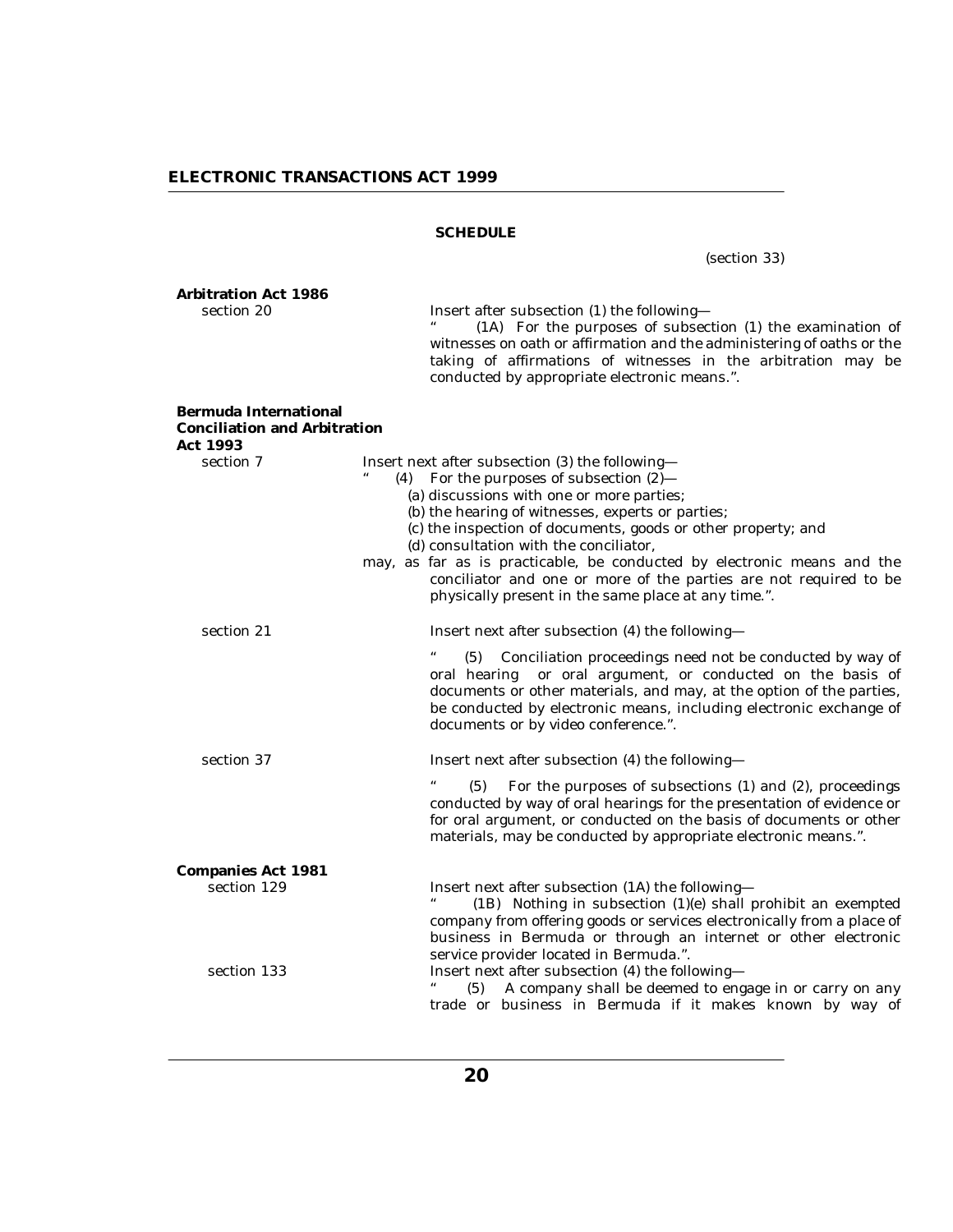## SCHEDULE

(section 33)

**Arbitration Act 1986**

section 20

Insert after subsection (1) the following—

" (1A) For the purposes of subsection (1) the examination of witnesses on oath or affirmation and the administering of oaths or the taking of affirmations of witnesses in the arbitration may be conducted by appropriate electronic means.".

**Bermuda International Conciliation and Arbitration Act 1993**

section 7

Insert next after subsection (3) the following—

" (4) For the purposes of subsection (2)—

(a) discussions with one or more parties;

(b) the hearing of witnesses, experts or parties;

(c) the inspection of documents, goods or other property; and

(d) consultation with the conciliator,

may, as far as is practicable, be conducted by electronic means and the conciliator and one or more of the parties are not required to be physically present in the same place at any time.".

section 21

Insert next after subsection (4) the following—

" (5) Conciliation proceedings need not be conducted by way of oral hearing or oral argument, or conducted on the basis of documents or other materials, and may, at the option of the parties, be conducted by electronic means, including electronic exchange of documents or by video conference.".

section 37

Insert next after subsection (4) the following—

" (5) For the purposes of subsections (1) and (2), proceedings conducted by way of oral hearings for the presentation of evidence or for oral argument, or conducted on the basis of documents or other materials, may be conducted by appropriate electronic means.".

**Companies Act 1981**

section 129

Insert next after subsection (1A) the following—

" (1B) Nothing in subsection (1)(e) shall prohibit an exempted company from offering goods or services electronically from a place of business in Bermuda or through an internet or other electronic service provider located in Bermuda.".

section 133

Insert next after subsection (4) the following—

" (5) A company shall be deemed to engage in or carry on any trade or business in Bermuda if it makes known by way of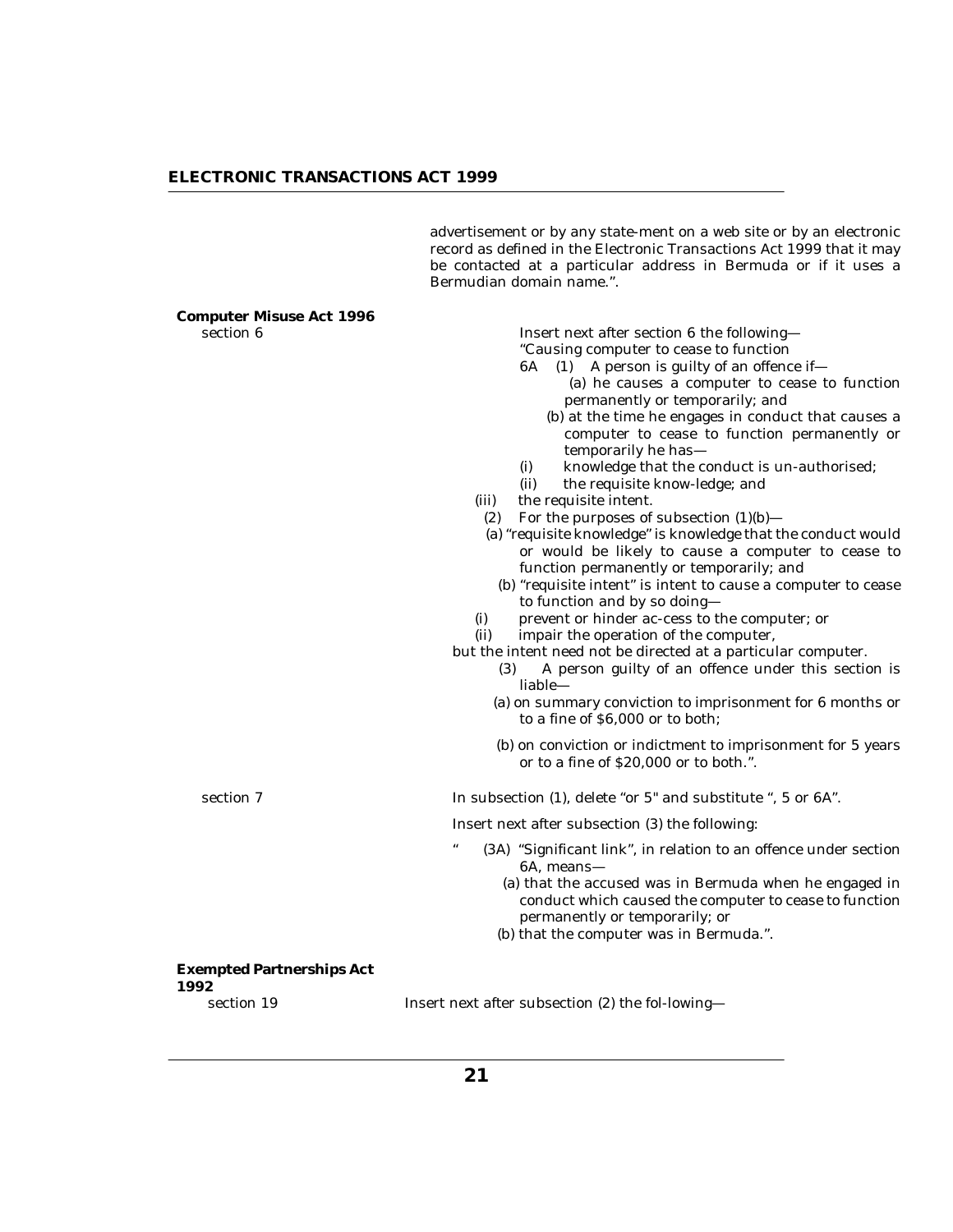advertisement or by any state-ment on a web site or by an electronic record as defined in the Electronic Transactions Act 1999 that it may be contacted at a particular address in Bermuda or if it uses a Bermudian domain name.".

**Computer Misuse Act 1996**

section 6

Insert next after section 6 the following—

"Causing computer to cease to function

6A (1) A person is guilty of an offence if—

(a) he causes a computer to cease to function permanently or temporarily; and

(b) at the time he engages in conduct that causes a computer to cease to function permanently or temporarily he has—

(i) knowledge that the conduct is un-authorised;

(ii) the requisite know-ledge; and

(iii) the requisite intent.

(2) For the purposes of subsection (1)(b)—

(a) "requisite knowledge" is knowledge that the conduct would or would be likely to cause a computer to cease to function permanently or temporarily; and

(b) "requisite intent" is intent to cause a computer to cease to function and by so doing—

(i) prevent or hinder ac-cess to the computer; or

(ii) impair the operation of the computer,

but the intent need not be directed at a particular computer.

(3) A person guilty of an offence under this section is liable—

(a) on summary conviction to imprisonment for 6 months or to a fine of $6,000 or to both;

(b) on conviction or indictment to imprisonment for 5 years or to a fine of $20,000 or to both.".

section 7

In subsection (1), delete "or 5" and substitute ", 5 or 6A".

Insert next after subsection (3) the following:

" (3A) "Significant link", in relation to an offence under section 6A, means—

(a) that the accused was in Bermuda when he engaged in conduct which caused the computer to cease to function permanently or temporarily; or

(b) that the computer was in Bermuda.".

**Exempted Partnerships Act 1992**

section 19

Insert next after subsection (2) the fol-lowing—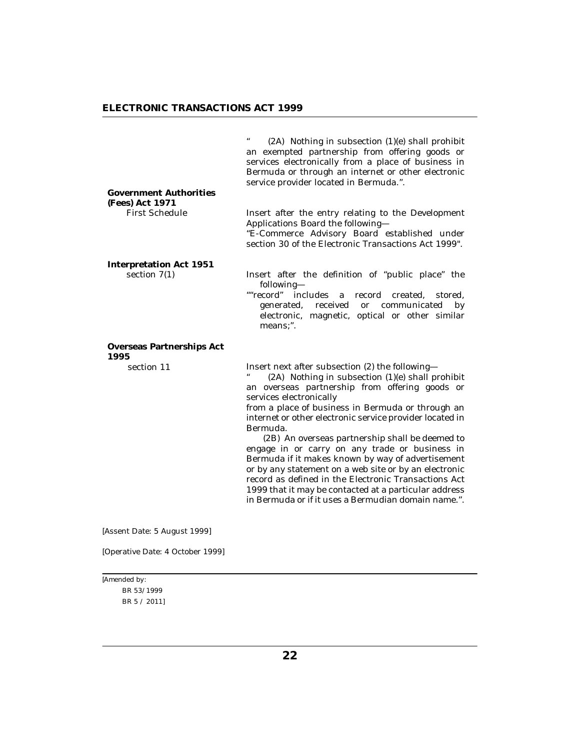" (2A) Nothing in subsection (1)(e) shall prohibit an exempted partnership from offering goods or services electronically from a place of business in Bermuda or through an internet or other electronic service provider located in Bermuda.".

**Government Authorities (Fees) Act 1971**

First Schedule

Insert after the entry relating to the Development Applications Board the following—

"E-Commerce Advisory Board established under section 30 of the Electronic Transactions Act 1999".

**Interpretation Act 1951**

section 7(1)

Insert after the definition of "public place" the following—

""record" includes a record created, stored, generated, received or communicated by electronic, magnetic, optical or other similar means;".

**Overseas Partnerships Act 1995**

section 11

Insert next after subsection (2) the following—

" (2A) Nothing in subsection (1)(e) shall prohibit an overseas partnership from offering goods or services electronically from a place of business in Bermuda or through an internet or other electronic service provider located in Bermuda.

(2B) An overseas partnership shall be deemed to engage in or carry on any trade or business in Bermuda if it makes known by way of advertisement or by any statement on a web site or by an electronic record as defined in the Electronic Transactions Act 1999 that it may be contacted at a particular address in Bermuda or if it uses a Bermudian domain name.".

[Assent Date: 5 August 1999]

[Operative Date: 4 October 1999]

[Amended by:

BR 53/1999

BR 5 / 2011]